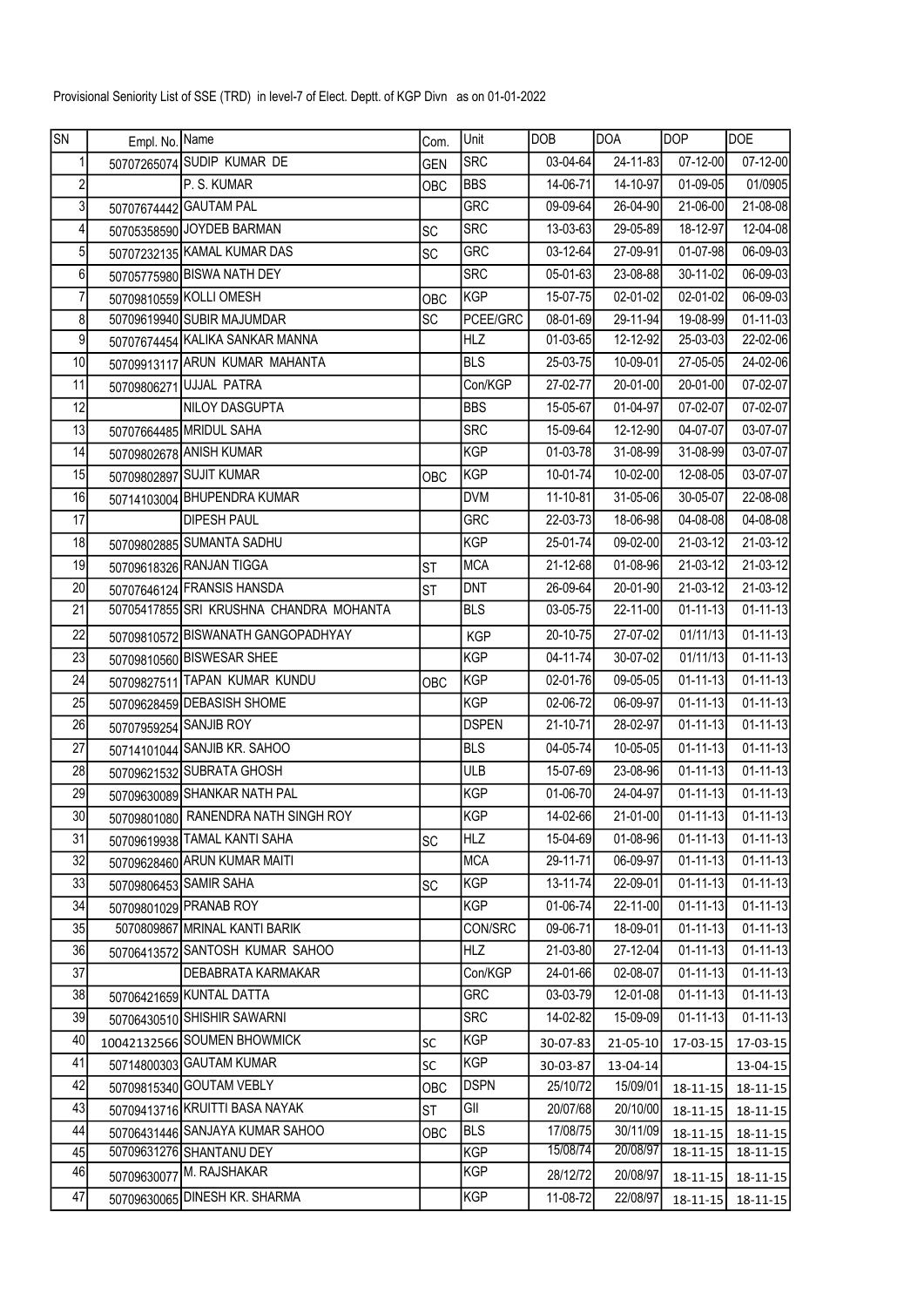Provisional Seniority List of SSE (TRD) in level-7 of Elect. Deptt. of KGP Divn as on 01-01-2022

| SN | Empl. No. | Name | Com. | Unit | DOB | DOA | DOP | DOE |
|---|---|---|---|---|---|---|---|---|
| 1 | 50707265074 | SUDIP KUMAR DE | GEN | SRC | 03-04-64 | 24-11-83 | 07-12-00 | 07-12-00 |
| 2 | | P. S. KUMAR | OBC | BBS | 14-06-71 | 14-10-97 | 01-09-05 | 01/0905 |
| 3 | 50707674442 | GAUTAM PAL | | GRC | 09-09-64 | 26-04-90 | 21-06-00 | 21-08-08 |
| 4 | 50705358590 | JOYDEB BARMAN | SC | SRC | 13-03-63 | 29-05-89 | 18-12-97 | 12-04-08 |
| 5 | 50707232135 | KAMAL KUMAR DAS | SC | GRC | 03-12-64 | 27-09-91 | 01-07-98 | 06-09-03 |
| 6 | 50705775980 | BISWA NATH DEY | | SRC | 05-01-63 | 23-08-88 | 30-11-02 | 06-09-03 |
| 7 | 50709810559 | KOLLI OMESH | OBC | KGP | 15-07-75 | 02-01-02 | 02-01-02 | 06-09-03 |
| 8 | 50709619940 | SUBIR MAJUMDAR | SC | PCEE/GRC | 08-01-69 | 29-11-94 | 19-08-99 | 01-11-03 |
| 9 | 50707674454 | KALIKA SANKAR MANNA | | HLZ | 01-03-65 | 12-12-92 | 25-03-03 | 22-02-06 |
| 10 | 50709913117 | ARUN KUMAR MAHANTA | | BLS | 25-03-75 | 10-09-01 | 27-05-05 | 24-02-06 |
| 11 | 50709806271 | UJJAL PATRA | | Con/KGP | 27-02-77 | 20-01-00 | 20-01-00 | 07-02-07 |
| 12 | | NILOY DASGUPTA | | BBS | 15-05-67 | 01-04-97 | 07-02-07 | 07-02-07 |
| 13 | 50707664485 | MRIDUL SAHA | | SRC | 15-09-64 | 12-12-90 | 04-07-07 | 03-07-07 |
| 14 | 50709802678 | ANISH KUMAR | | KGP | 01-03-78 | 31-08-99 | 31-08-99 | 03-07-07 |
| 15 | 50709802897 | SUJIT KUMAR | OBC | KGP | 10-01-74 | 10-02-00 | 12-08-05 | 03-07-07 |
| 16 | 50714103004 | BHUPENDRA KUMAR | | DVM | 11-10-81 | 31-05-06 | 30-05-07 | 22-08-08 |
| 17 | | DIPESH PAUL | | GRC | 22-03-73 | 18-06-98 | 04-08-08 | 04-08-08 |
| 18 | 50709802885 | SUMANTA SADHU | | KGP | 25-01-74 | 09-02-00 | 21-03-12 | 21-03-12 |
| 19 | 50709618326 | RANJAN TIGGA | ST | MCA | 21-12-68 | 01-08-96 | 21-03-12 | 21-03-12 |
| 20 | 50707646124 | FRANSIS HANSDA | ST | DNT | 26-09-64 | 20-01-90 | 21-03-12 | 21-03-12 |
| 21 | 50705417855 | SRI KRUSHNA CHANDRA MOHANTA | | BLS | 03-05-75 | 22-11-00 | 01-11-13 | 01-11-13 |
| 22 | 50709810572 | BISWANATH GANGOPADHYAY | | KGP | 20-10-75 | 27-07-02 | 01/11/13 | 01-11-13 |
| 23 | 50709810560 | BISWESAR SHEE | | KGP | 04-11-74 | 30-07-02 | 01/11/13 | 01-11-13 |
| 24 | 50709827511 | TAPAN KUMAR KUNDU | OBC | KGP | 02-01-76 | 09-05-05 | 01-11-13 | 01-11-13 |
| 25 | 50709628459 | DEBASISH SHOME | | KGP | 02-06-72 | 06-09-97 | 01-11-13 | 01-11-13 |
| 26 | 50707959254 | SANJIB ROY | | DSPEN | 21-10-71 | 28-02-97 | 01-11-13 | 01-11-13 |
| 27 | 50714101044 | SANJIB KR. SAHOO | | BLS | 04-05-74 | 10-05-05 | 01-11-13 | 01-11-13 |
| 28 | 50709621532 | SUBRATA GHOSH | | ULB | 15-07-69 | 23-08-96 | 01-11-13 | 01-11-13 |
| 29 | 50709630089 | SHANKAR NATH PAL | | KGP | 01-06-70 | 24-04-97 | 01-11-13 | 01-11-13 |
| 30 | 50709801080 | RANENDRA NATH SINGH ROY | | KGP | 14-02-66 | 21-01-00 | 01-11-13 | 01-11-13 |
| 31 | 50709619938 | TAMAL KANTI SAHA | SC | HLZ | 15-04-69 | 01-08-96 | 01-11-13 | 01-11-13 |
| 32 | 50709628460 | ARUN KUMAR MAITI | | MCA | 29-11-71 | 06-09-97 | 01-11-13 | 01-11-13 |
| 33 | 50709806453 | SAMIR SAHA | SC | KGP | 13-11-74 | 22-09-01 | 01-11-13 | 01-11-13 |
| 34 | 50709801029 | PRANAB ROY | | KGP | 01-06-74 | 22-11-00 | 01-11-13 | 01-11-13 |
| 35 | 5070809867 | MRINAL KANTI BARIK | | CON/SRC | 09-06-71 | 18-09-01 | 01-11-13 | 01-11-13 |
| 36 | 50706413572 | SANTOSH KUMAR SAHOO | | HLZ | 21-03-80 | 27-12-04 | 01-11-13 | 01-11-13 |
| 37 | | DEBABRATA KARMAKAR | | Con/KGP | 24-01-66 | 02-08-07 | 01-11-13 | 01-11-13 |
| 38 | 50706421659 | KUNTAL DATTA | | GRC | 03-03-79 | 12-01-08 | 01-11-13 | 01-11-13 |
| 39 | 50706430510 | SHISHIR SAWARNI | | SRC | 14-02-82 | 15-09-09 | 01-11-13 | 01-11-13 |
| 40 | 10042132566 | SOUMEN BHOWMICK | SC | KGP | 30-07-83 | 21-05-10 | 17-03-15 | 17-03-15 |
| 41 | 50714800303 | GAUTAM KUMAR | SC | KGP | 30-03-87 | 13-04-14 | | 13-04-15 |
| 42 | 50709815340 | GOUTAM VEBLY | OBC | DSPN | 25/10/72 | 15/09/01 | 18-11-15 | 18-11-15 |
| 43 | 50709413716 | KRUITTI BASA NAYAK | ST | GII | 20/07/68 | 20/10/00 | 18-11-15 | 18-11-15 |
| 44 | 50706431446 | SANJAYA KUMAR SAHOO | OBC | BLS | 17/08/75 | 30/11/09 | 18-11-15 | 18-11-15 |
| 45 | 50709631276 | SHANTANU DEY | | KGP | 15/08/74 | 20/08/97 | 18-11-15 | 18-11-15 |
| 46 | 50709630077 | M. RAJSHAKAR | | KGP | 28/12/72 | 20/08/97 | 18-11-15 | 18-11-15 |
| 47 | 50709630065 | DINESH KR. SHARMA | | KGP | 11-08-72 | 22/08/97 | 18-11-15 | 18-11-15 |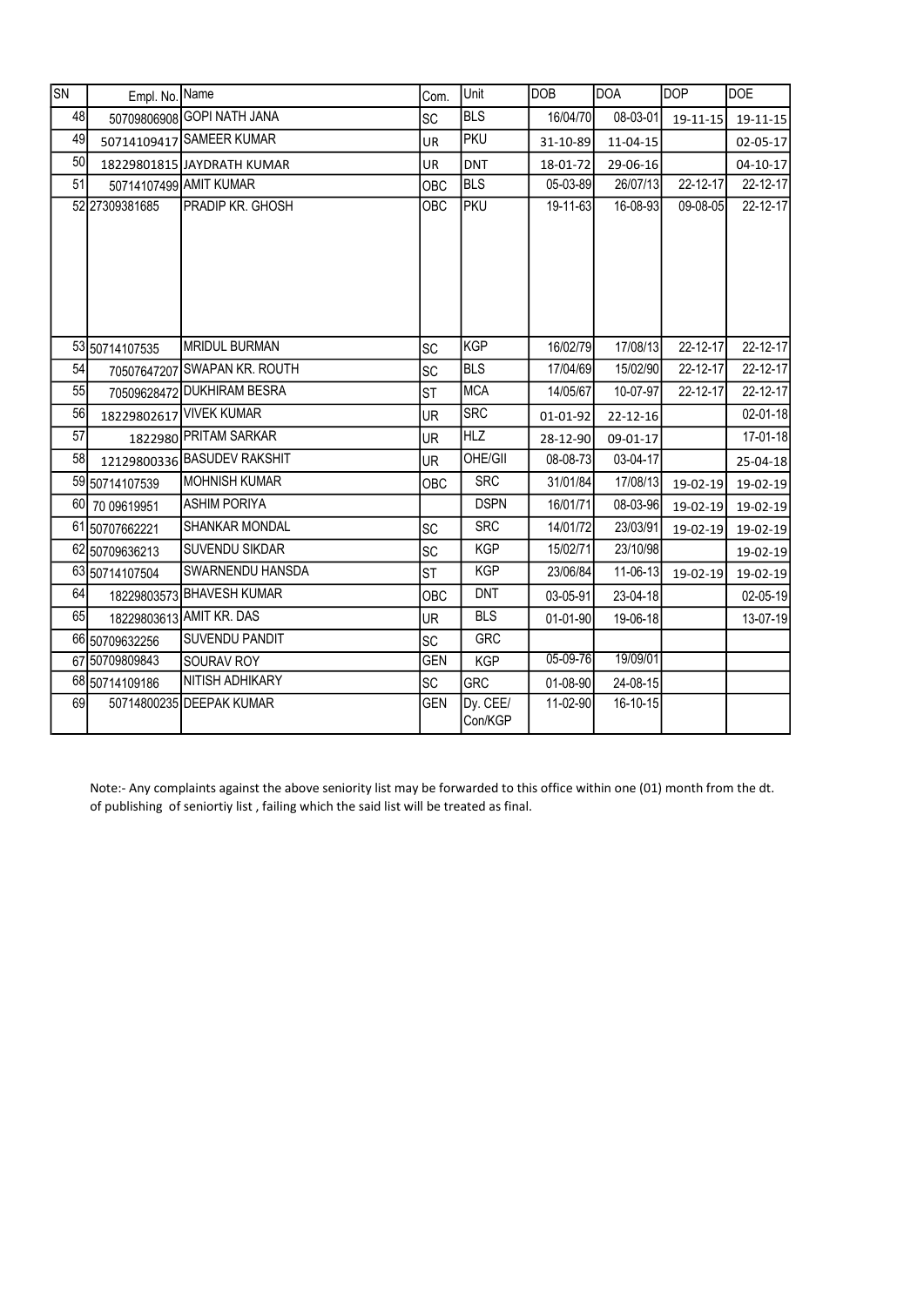| SN | Empl. No. | Name | Com. | Unit | DOB | DOA | DOP | DOE |
|---|---|---|---|---|---|---|---|---|
| 48 | 50709806908 | GOPI NATH JANA | SC | BLS | 16/04/70 | 08-03-01 | 19-11-15 | 19-11-15 |
| 49 | 50714109417 | SAMEER KUMAR | UR | PKU | 31-10-89 | 11-04-15 | | 02-05-17 |
| 50 | 18229801815 | JAYDRATH KUMAR | UR | DNT | 18-01-72 | 29-06-16 | | 04-10-17 |
| 51 | 50714107499 | AMIT KUMAR | OBC | BLS | 05-03-89 | 26/07/13 | 22-12-17 | 22-12-17 |
| 52 | 27309381685 | PRADIP KR. GHOSH | OBC | PKU | 19-11-63 | 16-08-93 | 09-08-05 | 22-12-17 |
| 53 | 50714107535 | MRIDUL BURMAN | SC | KGP | 16/02/79 | 17/08/13 | 22-12-17 | 22-12-17 |
| 54 | 70507647207 | SWAPAN KR. ROUTH | SC | BLS | 17/04/69 | 15/02/90 | 22-12-17 | 22-12-17 |
| 55 | 70509628472 | DUKHIRAM BESRA | ST | MCA | 14/05/67 | 10-07-97 | 22-12-17 | 22-12-17 |
| 56 | 18229802617 | VIVEK KUMAR | UR | SRC | 01-01-92 | 22-12-16 | | 02-01-18 |
| 57 | 1822980 | PRITAM SARKAR | UR | HLZ | 28-12-90 | 09-01-17 | | 17-01-18 |
| 58 | 12129800336 | BASUDEV RAKSHIT | UR | OHE/GII | 08-08-73 | 03-04-17 | | 25-04-18 |
| 59 | 50714107539 | MOHNISH KUMAR | OBC | SRC | 31/01/84 | 17/08/13 | 19-02-19 | 19-02-19 |
| 60 | 70 09619951 | ASHIM PORIYA | | DSPN | 16/01/71 | 08-03-96 | 19-02-19 | 19-02-19 |
| 61 | 50707662221 | SHANKAR MONDAL | SC | SRC | 14/01/72 | 23/03/91 | 19-02-19 | 19-02-19 |
| 62 | 50709636213 | SUVENDU SIKDAR | SC | KGP | 15/02/71 | 23/10/98 | | 19-02-19 |
| 63 | 50714107504 | SWARNENDU HANSDA | ST | KGP | 23/06/84 | 11-06-13 | 19-02-19 | 19-02-19 |
| 64 | 18229803573 | BHAVESH KUMAR | OBC | DNT | 03-05-91 | 23-04-18 | | 02-05-19 |
| 65 | 18229803613 | AMIT KR. DAS | UR | BLS | 01-01-90 | 19-06-18 | | 13-07-19 |
| 66 | 50709632256 | SUVENDU PANDIT | SC | GRC | | | | |
| 67 | 50709809843 | SOURAV ROY | GEN | KGP | 05-09-76 | 19/09/01 | | |
| 68 | 50714109186 | NITISH ADHIKARY | SC | GRC | 01-08-90 | 24-08-15 | | |
| 69 | 50714800235 | DEEPAK KUMAR | GEN | Dy. CEE/ Con/KGP | 11-02-90 | 16-10-15 | | |

Note:- Any complaints against the above seniority list may be forwarded to this office within one (01) month from the dt. of publishing of seniortiy list , failing which the said list will be treated as final.